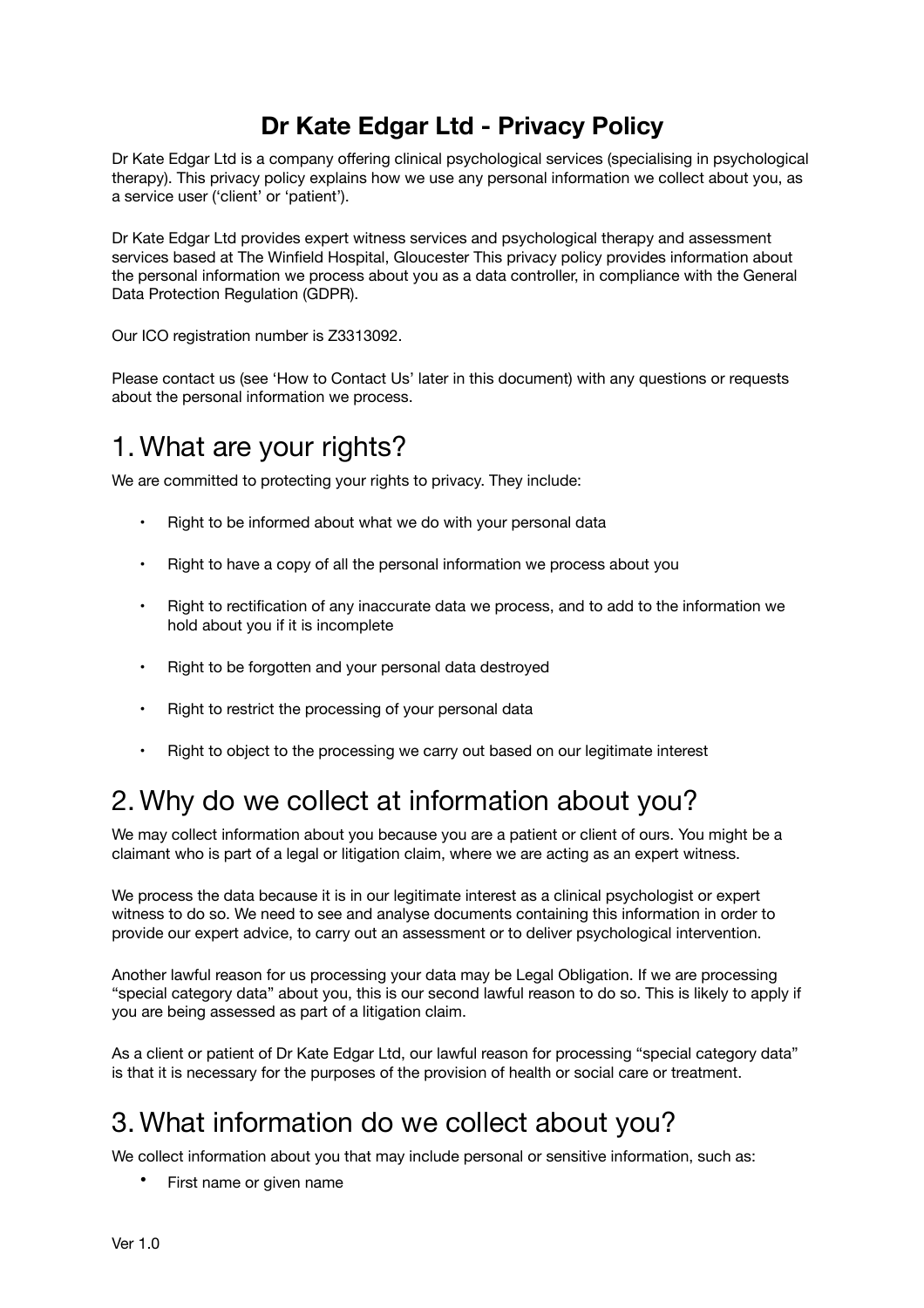# Dr Kate Edgar Ltd - Privacy Policy

Dr Kate Edgar Ltd is a company offering clinical psychological services (specialising in psychological therapy). This privacy policy explains how we use any personal information we collect about you, as a service user ('client' or 'patient').

Dr Kate Edgar Ltd provides expert witness services and psychological therapy and assessment services based at The Winfield Hospital, Gloucester This privacy policy provides information about the personal information we process about you as a data controller, in compliance with the General Data Protection Regulation (GDPR).

Our ICO registration number is Z3313092.

Please contact us (see 'How to Contact Us' later in this document) with any questions or requests about the personal information we process.

## 1. What are your rights?

We are committed to protecting your rights to privacy. They include:

- Right to be informed about what we do with your personal data
- Right to have a copy of all the personal information we process about you
- Right to rectification of any inaccurate data we process, and to add to the information we hold about you if it is incomplete
- Right to be forgotten and your personal data destroyed
- Right to restrict the processing of your personal data
- Right to object to the processing we carry out based on our legitimate interest

## 2. Why do we collect at information about you?

We may collect information about you because you are a patient or client of ours. You might be a claimant who is part of a legal or litigation claim, where we are acting as an expert witness.

We process the data because it is in our legitimate interest as a clinical psychologist or expert witness to do so. We need to see and analyse documents containing this information in order to provide our expert advice, to carry out an assessment or to deliver psychological intervention.

Another lawful reason for us processing your data may be Legal Obligation. If we are processing "special category data" about you, this is our second lawful reason to do so. This is likely to apply if you are being assessed as part of a litigation claim.

As a client or patient of Dr Kate Edgar Ltd, our lawful reason for processing "special category data" is that it is necessary for the purposes of the provision of health or social care or treatment.

## 3. What information do we collect about you?

We collect information about you that may include personal or sensitive information, such as:

- First name or given name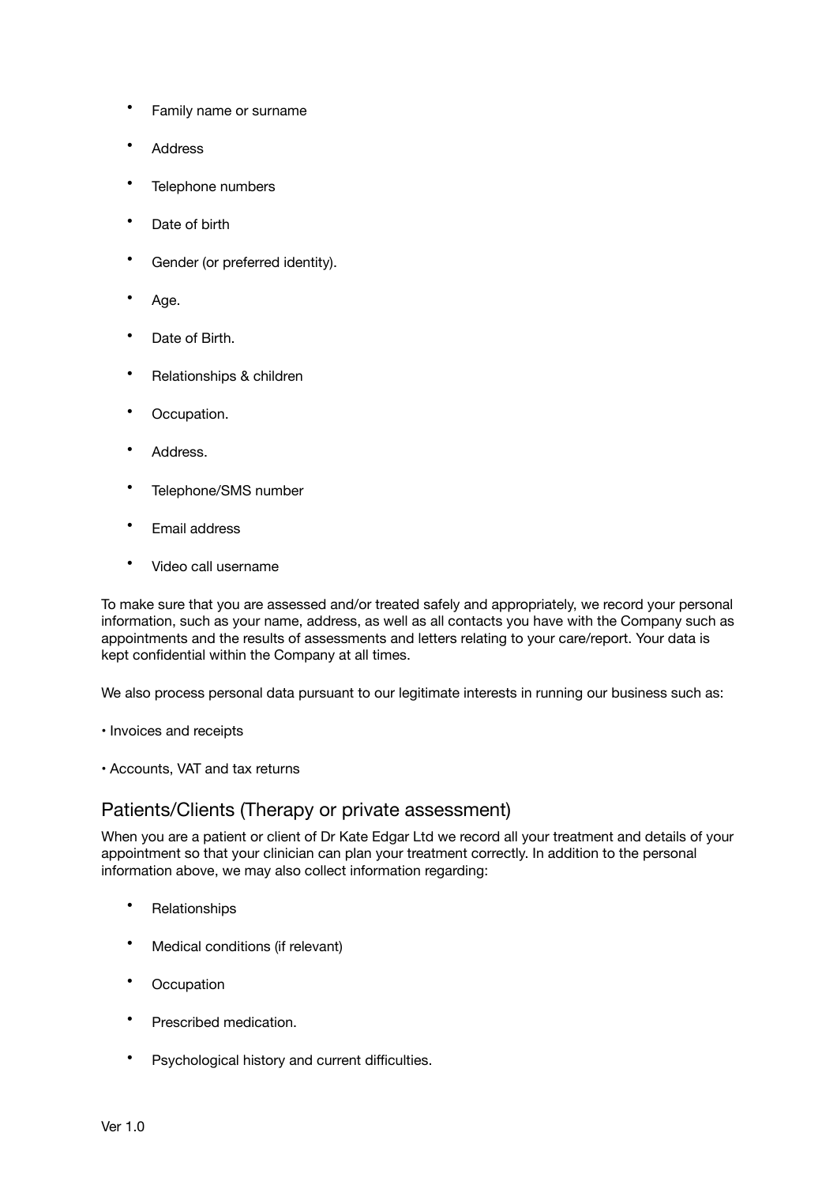- Family name or surname
- Address
- Telephone numbers
- Date of birth
- Gender (or preferred identity).
- Age.
- Date of Birth.
- Relationships & children
- Occupation.
- Address.
- Telephone/SMS number
- Email address
- Video call username

To make sure that you are assessed and/or treated safely and appropriately, we record your personal information, such as your name, address, as well as all contacts you have with the Company such as appointments and the results of assessments and letters relating to your care/report. Your data is kept confidential within the Company at all times.

We also process personal data pursuant to our legitimate interests in running our business such as:

- Invoices and receipts
- Accounts, VAT and tax returns

## Patients/Clients (Therapy or private assessment)

When you are a patient or client of Dr Kate Edgar Ltd we record all your treatment and details of your appointment so that your clinician can plan your treatment correctly. In addition to the personal information above, we may also collect information regarding:

- Relationships
- Medical conditions (if relevant)
- Occupation
- Prescribed medication.
- Psychological history and current difficulties.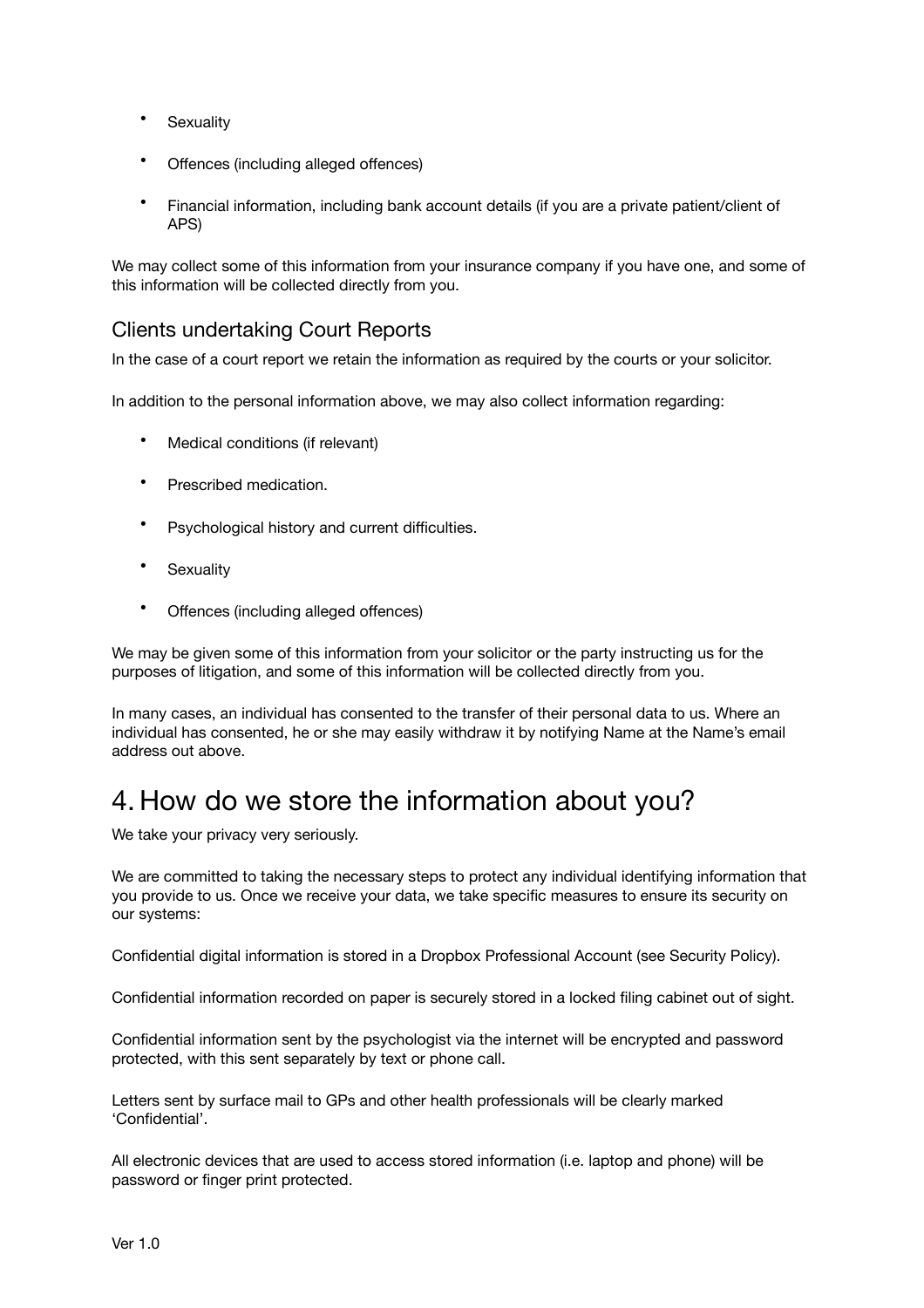- Sexuality
- Offences (including alleged offences)
- Financial information, including bank account details (if you are a private patient/client of APS)

We may collect some of this information from your insurance company if you have one, and some of this information will be collected directly from you.

### Clients undertaking Court Reports

In the case of a court report we retain the information as required by the courts or your solicitor.

In addition to the personal information above, we may also collect information regarding:

- Medical conditions (if relevant)
- Prescribed medication.
- Psychological history and current difficulties.
- Sexuality
- Offences (including alleged offences)

We may be given some of this information from your solicitor or the party instructing us for the purposes of litigation, and some of this information will be collected directly from you.

In many cases, an individual has consented to the transfer of their personal data to us. Where an individual has consented, he or she may easily withdraw it by notifying Name at the Name's email address out above.

## 4. How do we store the information about you?

We take your privacy very seriously.

We are committed to taking the necessary steps to protect any individual identifying information that you provide to us. Once we receive your data, we take specific measures to ensure its security on our systems:

Confidential digital information is stored in a Dropbox Professional Account (see Security Policy).

Confidential information recorded on paper is securely stored in a locked filing cabinet out of sight.

Confidential information sent by the psychologist via the internet will be encrypted and password protected, with this sent separately by text or phone call.

Letters sent by surface mail to GPs and other health professionals will be clearly marked 'Confidential'.

All electronic devices that are used to access stored information (i.e. laptop and phone) will be password or finger print protected.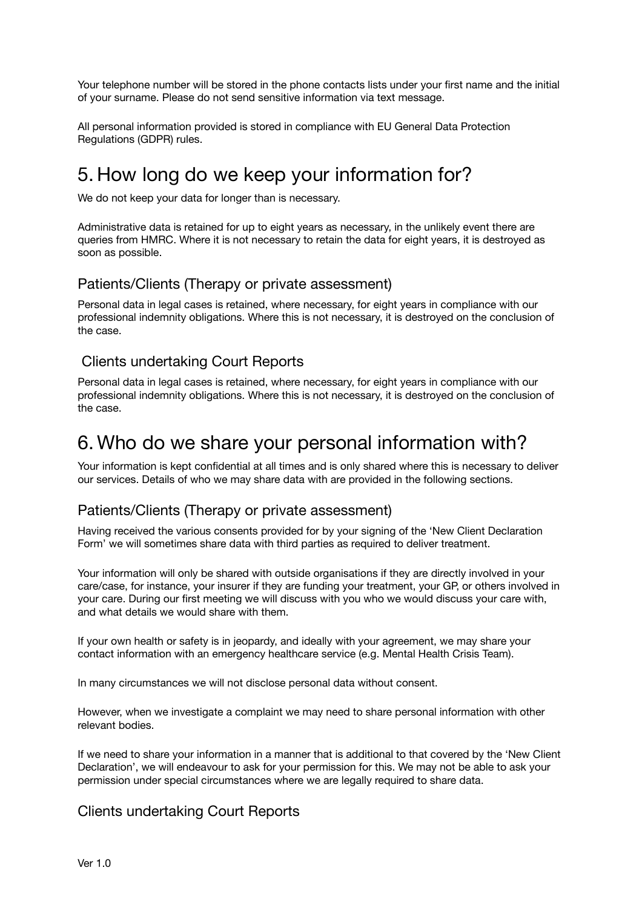Your telephone number will be stored in the phone contacts lists under your first name and the initial of your surname. Please do not send sensitive information via text message.

All personal information provided is stored in compliance with EU General Data Protection Regulations (GDPR) rules.

# 5. How long do we keep your information for?

We do not keep your data for longer than is necessary.

Administrative data is retained for up to eight years as necessary, in the unlikely event there are queries from HMRC. Where it is not necessary to retain the data for eight years, it is destroyed as soon as possible.

## Patients/Clients (Therapy or private assessment)

Personal data in legal cases is retained, where necessary, for eight years in compliance with our professional indemnity obligations. Where this is not necessary, it is destroyed on the conclusion of the case.

## Clients undertaking Court Reports

Personal data in legal cases is retained, where necessary, for eight years in compliance with our professional indemnity obligations. Where this is not necessary, it is destroyed on the conclusion of the case.

# 6. Who do we share your personal information with?

Your information is kept confidential at all times and is only shared where this is necessary to deliver our services. Details of who we may share data with are provided in the following sections.

## Patients/Clients (Therapy or private assessment)

Having received the various consents provided for by your signing of the 'New Client Declaration Form' we will sometimes share data with third parties as required to deliver treatment.

Your information will only be shared with outside organisations if they are directly involved in your care/case, for instance, your insurer if they are funding your treatment, your GP, or others involved in your care. During our first meeting we will discuss with you who we would discuss your care with, and what details we would share with them.

If your own health or safety is in jeopardy, and ideally with your agreement, we may share your contact information with an emergency healthcare service (e.g. Mental Health Crisis Team).

In many circumstances we will not disclose personal data without consent.

However, when we investigate a complaint we may need to share personal information with other relevant bodies.

If we need to share your information in a manner that is additional to that covered by the 'New Client Declaration', we will endeavour to ask for your permission for this. We may not be able to ask your permission under special circumstances where we are legally required to share data.

## Clients undertaking Court Reports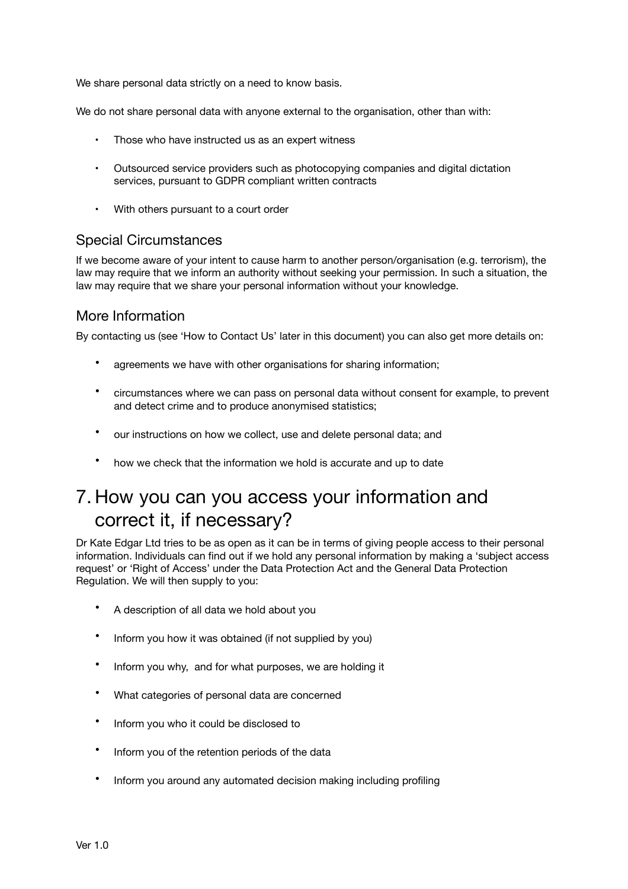We share personal data strictly on a need to know basis.

We do not share personal data with anyone external to the organisation, other than with:

- Those who have instructed us as an expert witness
- Outsourced service providers such as photocopying companies and digital dictation services, pursuant to GDPR compliant written contracts
- With others pursuant to a court order

## Special Circumstances

If we become aware of your intent to cause harm to another person/organisation (e.g. terrorism), the law may require that we inform an authority without seeking your permission. In such a situation, the law may require that we share your personal information without your knowledge.

## More Information

By contacting us (see 'How to Contact Us' later in this document) you can also get more details on:

- agreements we have with other organisations for sharing information;
- circumstances where we can pass on personal data without consent for example, to prevent and detect crime and to produce anonymised statistics;
- our instructions on how we collect, use and delete personal data; and
- how we check that the information we hold is accurate and up to date

# 7. How you can you access your information and correct it, if necessary?

Dr Kate Edgar Ltd tries to be as open as it can be in terms of giving people access to their personal information. Individuals can find out if we hold any personal information by making a 'subject access request' or 'Right of Access' under the Data Protection Act and the General Data Protection Regulation. We will then supply to you:

- A description of all data we hold about you
- Inform you how it was obtained (if not supplied by you)
- Inform you why, and for what purposes, we are holding it
- What categories of personal data are concerned
- Inform you who it could be disclosed to
- Inform you of the retention periods of the data
- Inform you around any automated decision making including profiling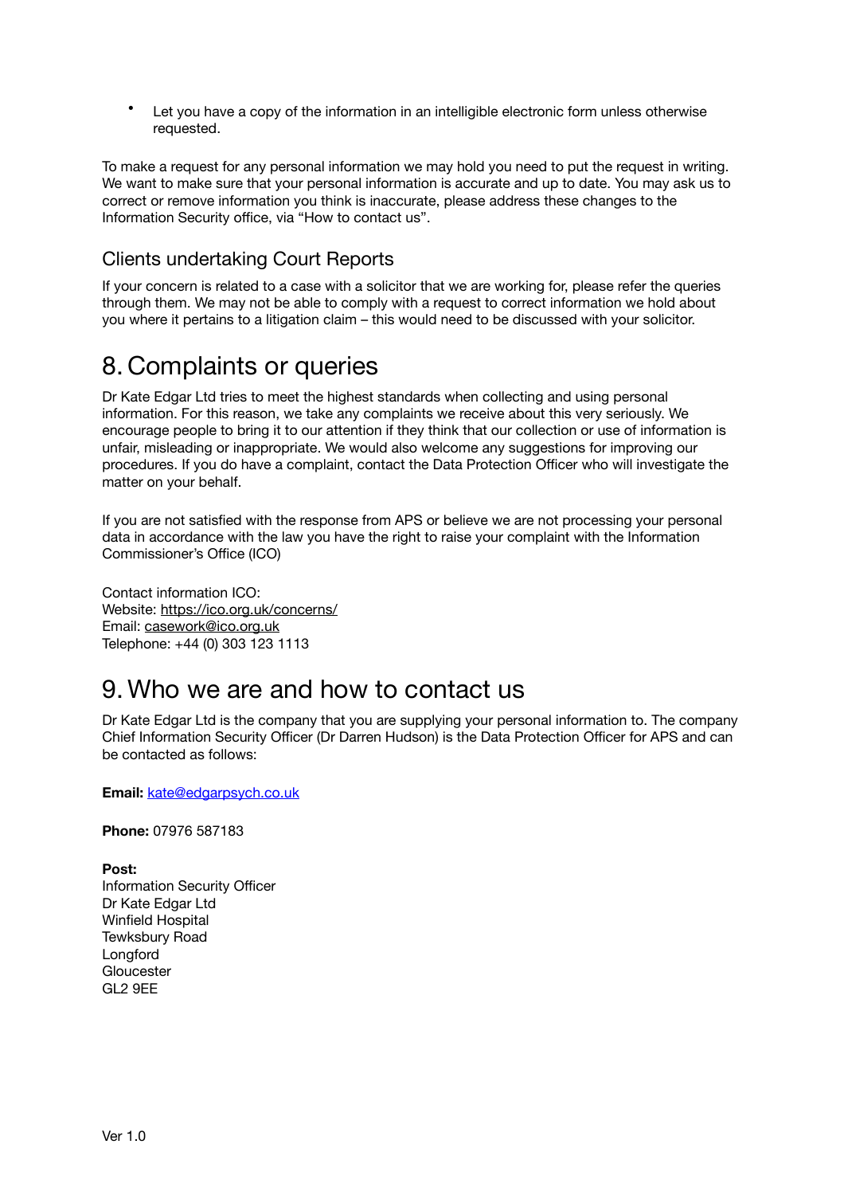- Let you have a copy of the information in an intelligible electronic form unless otherwise requested.

To make a request for any personal information we may hold you need to put the request in writing. We want to make sure that your personal information is accurate and up to date. You may ask us to correct or remove information you think is inaccurate, please address these changes to the Information Security office, via "How to contact us".

### Clients undertaking Court Reports

If your concern is related to a case with a solicitor that we are working for, please refer the queries through them. We may not be able to comply with a request to correct information we hold about you where it pertains to a litigation claim – this would need to be discussed with your solicitor.

## 8. Complaints or queries

Dr Kate Edgar Ltd tries to meet the highest standards when collecting and using personal information. For this reason, we take any complaints we receive about this very seriously. We encourage people to bring it to our attention if they think that our collection or use of information is unfair, misleading or inappropriate. We would also welcome any suggestions for improving our procedures. If you do have a complaint, contact the Data Protection Officer who will investigate the matter on your behalf.

If you are not satisfied with the response from APS or believe we are not processing your personal data in accordance with the law you have the right to raise your complaint with the Information Commissioner's Office (ICO)

Contact information ICO:
Website: https://ico.org.uk/concerns/
Email: casework@ico.org.uk
Telephone: +44 (0) 303 123 1113

## 9. Who we are and how to contact us

Dr Kate Edgar Ltd is the company that you are supplying your personal information to. The company Chief Information Security Officer (Dr Darren Hudson) is the Data Protection Officer for APS and can be contacted as follows:

**Email:** kate@edgarpsych.co.uk

**Phone:** 07976 587183

**Post:**
Information Security Officer
Dr Kate Edgar Ltd
Winfield Hospital
Tewksbury Road
Longford
Gloucester
GL2 9EE

Ver 1.0